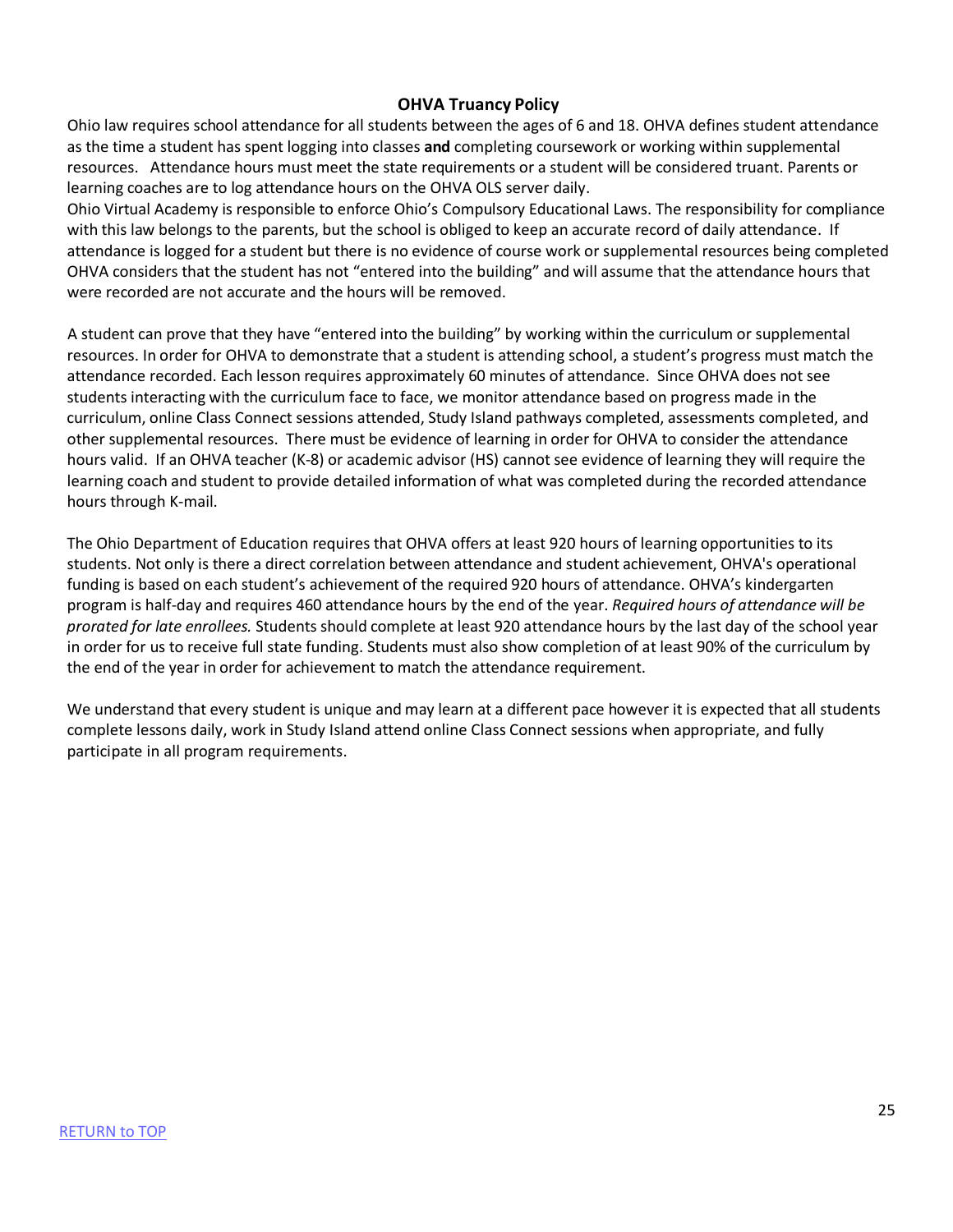## OHVA Truancy Policy

Ohio law requires school attendance for all students between the ages of 6 and 18. OHVA defines student attendance as the time a student has spent logging into classes **and** completing coursework or working within supplemental resources. Attendance hours must meet the state requirements or a student will be considered truant. Parents or learning coaches are to log attendance hours on the OHVA OLS server daily.

Ohio Virtual Academy is responsible to enforce Ohio's Compulsory Educational Laws. The responsibility for compliance with this law belongs to the parents, but the school is obliged to keep an accurate record of daily attendance. If attendance is logged for a student but there is no evidence of course work or supplemental resources being completed OHVA considers that the student has not "entered into the building" and will assume that the attendance hours that were recorded are not accurate and the hours will be removed.

A student can prove that they have "entered into the building" by working within the curriculum or supplemental resources. In order for OHVA to demonstrate that a student is attending school, a student's progress must match the attendance recorded. Each lesson requires approximately 60 minutes of attendance. Since OHVA does not see students interacting with the curriculum face to face, we monitor attendance based on progress made in the curriculum, online Class Connect sessions attended, Study Island pathways completed, assessments completed, and other supplemental resources. There must be evidence of learning in order for OHVA to consider the attendance hours valid. If an OHVA teacher (K-8) or academic advisor (HS) cannot see evidence of learning they will require the learning coach and student to provide detailed information of what was completed during the recorded attendance hours through K-mail.

The Ohio Department of Education requires that OHVA offers at least 920 hours of learning opportunities to its students. Not only is there a direct correlation between attendance and student achievement, OHVA's operational funding is based on each student's achievement of the required 920 hours of attendance. OHVA's kindergarten program is half-day and requires 460 attendance hours by the end of the year. *Required hours of attendance will be prorated for late enrollees.* Students should complete at least 920 attendance hours by the last day of the school year in order for us to receive full state funding. Students must also show completion of at least 90% of the curriculum by the end of the year in order for achievement to match the attendance requirement.

We understand that every student is unique and may learn at a different pace however it is expected that all students complete lessons daily, work in Study Island attend online Class Connect sessions when appropriate, and fully participate in all program requirements.

RETURN to TOP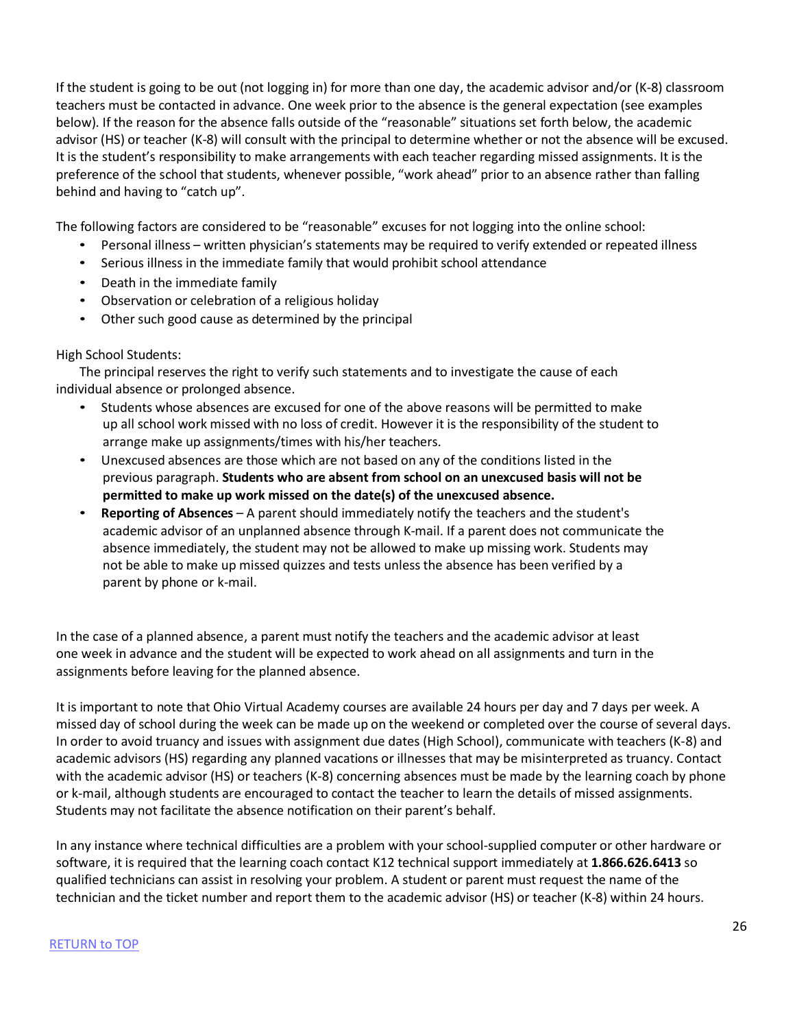If the student is going to be out (not logging in) for more than one day, the academic advisor and/or (K-8) classroom teachers must be contacted in advance. One week prior to the absence is the general expectation (see examples below). If the reason for the absence falls outside of the "reasonable" situations set forth below, the academic advisor (HS) or teacher (K-8) will consult with the principal to determine whether or not the absence will be excused. It is the student's responsibility to make arrangements with each teacher regarding missed assignments. It is the preference of the school that students, whenever possible, "work ahead" prior to an absence rather than falling behind and having to "catch up".

The following factors are considered to be "reasonable" excuses for not logging into the online school:

- Personal illness – written physician's statements may be required to verify extended or repeated illness
- Serious illness in the immediate family that would prohibit school attendance
- Death in the immediate family
- Observation or celebration of a religious holiday
- Other such good cause as determined by the principal

High School Students:

The principal reserves the right to verify such statements and to investigate the cause of each individual absence or prolonged absence.

- Students whose absences are excused for one of the above reasons will be permitted to make up all school work missed with no loss of credit. However it is the responsibility of the student to arrange make up assignments/times with his/her teachers.
- Unexcused absences are those which are not based on any of the conditions listed in the previous paragraph. **Students who are absent from school on an unexcused basis will not be permitted to make up work missed on the date(s) of the unexcused absence.**
- **Reporting of Absences** – A parent should immediately notify the teachers and the student's academic advisor of an unplanned absence through K-mail. If a parent does not communicate the absence immediately, the student may not be allowed to make up missing work. Students may not be able to make up missed quizzes and tests unless the absence has been verified by a parent by phone or k-mail.

In the case of a planned absence, a parent must notify the teachers and the academic advisor at least one week in advance and the student will be expected to work ahead on all assignments and turn in the assignments before leaving for the planned absence.

It is important to note that Ohio Virtual Academy courses are available 24 hours per day and 7 days per week. A missed day of school during the week can be made up on the weekend or completed over the course of several days. In order to avoid truancy and issues with assignment due dates (High School), communicate with teachers (K-8) and academic advisors (HS) regarding any planned vacations or illnesses that may be misinterpreted as truancy. Contact with the academic advisor (HS) or teachers (K-8) concerning absences must be made by the learning coach by phone or k-mail, although students are encouraged to contact the teacher to learn the details of missed assignments. Students may not facilitate the absence notification on their parent's behalf.

In any instance where technical difficulties are a problem with your school-supplied computer or other hardware or software, it is required that the learning coach contact K12 technical support immediately at **1.866.626.6413** so qualified technicians can assist in resolving your problem. A student or parent must request the name of the technician and the ticket number and report them to the academic advisor (HS) or teacher (K-8) within 24 hours.

RETURN to TOP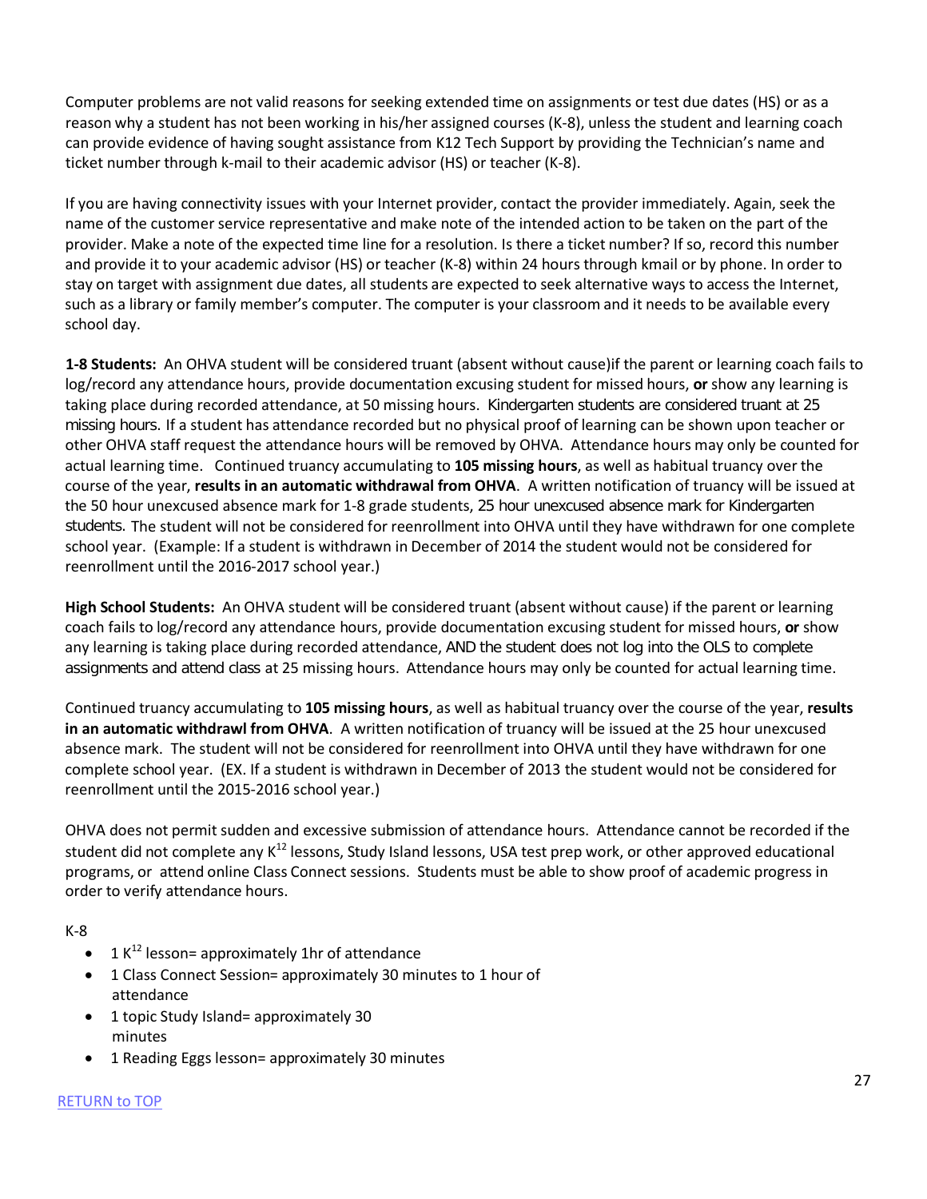Computer problems are not valid reasons for seeking extended time on assignments or test due dates (HS) or as a reason why a student has not been working in his/her assigned courses (K-8), unless the student and learning coach can provide evidence of having sought assistance from K12 Tech Support by providing the Technician's name and ticket number through k-mail to their academic advisor (HS) or teacher (K-8).

If you are having connectivity issues with your Internet provider, contact the provider immediately. Again, seek the name of the customer service representative and make note of the intended action to be taken on the part of the provider. Make a note of the expected time line for a resolution. Is there a ticket number? If so, record this number and provide it to your academic advisor (HS) or teacher (K-8) within 24 hours through kmail or by phone. In order to stay on target with assignment due dates, all students are expected to seek alternative ways to access the Internet, such as a library or family member's computer. The computer is your classroom and it needs to be available every school day.

**1-8 Students:** An OHVA student will be considered truant (absent without cause)if the parent or learning coach fails to log/record any attendance hours, provide documentation excusing student for missed hours, **or** show any learning is taking place during recorded attendance, at 50 missing hours. Kindergarten students are considered truant at 25 missing hours. If a student has attendance recorded but no physical proof of learning can be shown upon teacher or other OHVA staff request the attendance hours will be removed by OHVA. Attendance hours may only be counted for actual learning time. Continued truancy accumulating to **105 missing hours**, as well as habitual truancy over the course of the year, **results in an automatic withdrawal from OHVA**. A written notification of truancy will be issued at the 50 hour unexcused absence mark for 1-8 grade students, 25 hour unexcused absence mark for Kindergarten students. The student will not be considered for reenrollment into OHVA until they have withdrawn for one complete school year. (Example: If a student is withdrawn in December of 2014 the student would not be considered for reenrollment until the 2016-2017 school year.)

**High School Students:** An OHVA student will be considered truant (absent without cause) if the parent or learning coach fails to log/record any attendance hours, provide documentation excusing student for missed hours, **or** show any learning is taking place during recorded attendance, AND the student does not log into the OLS to complete assignments and attend class at 25 missing hours. Attendance hours may only be counted for actual learning time.

Continued truancy accumulating to **105 missing hours**, as well as habitual truancy over the course of the year, **results in an automatic withdrawl from OHVA**. A written notification of truancy will be issued at the 25 hour unexcused absence mark. The student will not be considered for reenrollment into OHVA until they have withdrawn for one complete school year. (EX. If a student is withdrawn in December of 2013 the student would not be considered for reenrollment until the 2015-2016 school year.)

OHVA does not permit sudden and excessive submission of attendance hours. Attendance cannot be recorded if the student did not complete any K[12] lessons, Study Island lessons, USA test prep work, or other approved educational programs, or attend online Class Connect sessions. Students must be able to show proof of academic progress in order to verify attendance hours.

K-8

- 1 K[12] lesson= approximately 1hr of attendance
- 1 Class Connect Session= approximately 30 minutes to 1 hour of attendance
- 1 topic Study Island= approximately 30 minutes
- 1 Reading Eggs lesson= approximately 30 minutes

RETURN to TOP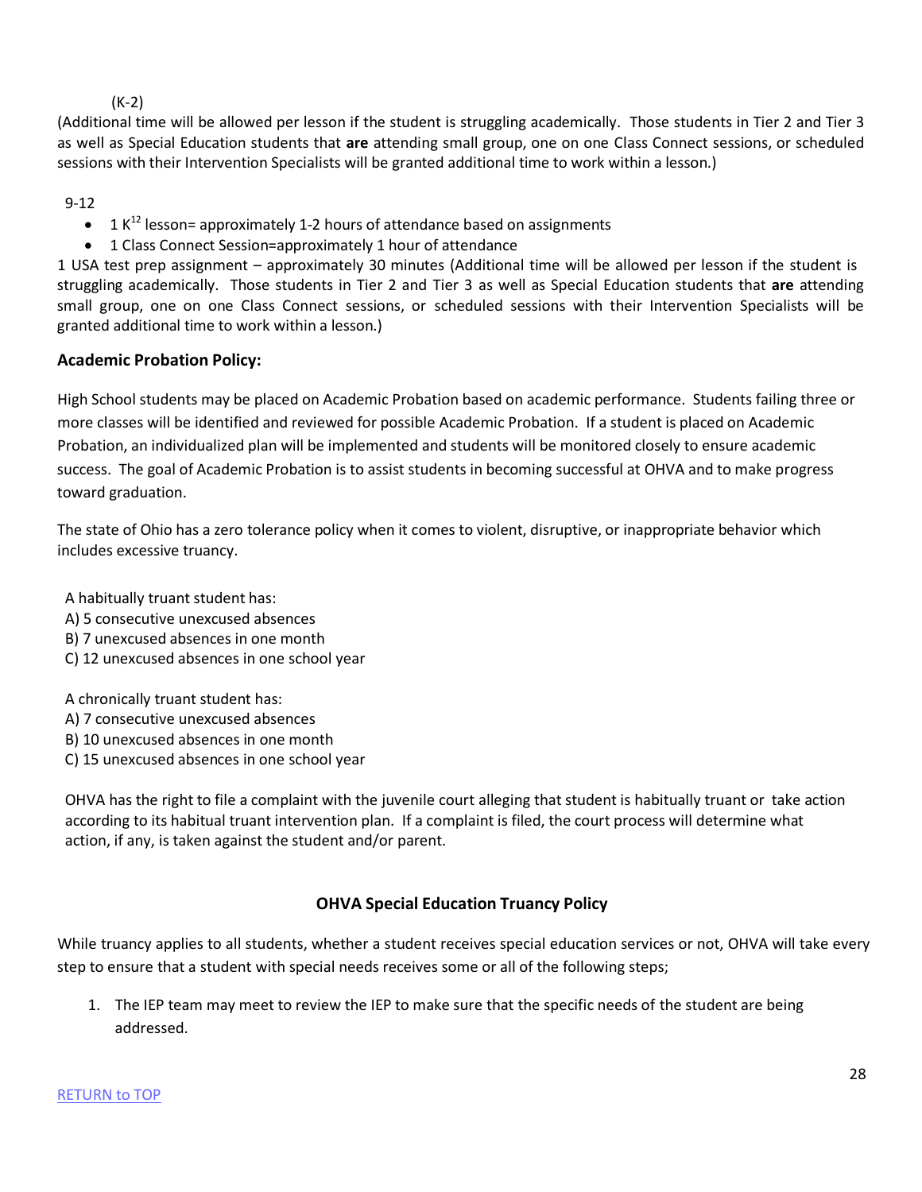(K-2)

(Additional time will be allowed per lesson if the student is struggling academically. Those students in Tier 2 and Tier 3 as well as Special Education students that **are** attending small group, one on one Class Connect sessions, or scheduled sessions with their Intervention Specialists will be granted additional time to work within a lesson.)

9-12

- 1 K[12] lesson= approximately 1-2 hours of attendance based on assignments
- 1 Class Connect Session=approximately 1 hour of attendance

1 USA test prep assignment – approximately 30 minutes (Additional time will be allowed per lesson if the student is struggling academically. Those students in Tier 2 and Tier 3 as well as Special Education students that **are** attending small group, one on one Class Connect sessions, or scheduled sessions with their Intervention Specialists will be granted additional time to work within a lesson.)

### Academic Probation Policy:

High School students may be placed on Academic Probation based on academic performance. Students failing three or more classes will be identified and reviewed for possible Academic Probation. If a student is placed on Academic Probation, an individualized plan will be implemented and students will be monitored closely to ensure academic success. The goal of Academic Probation is to assist students in becoming successful at OHVA and to make progress toward graduation.

The state of Ohio has a zero tolerance policy when it comes to violent, disruptive, or inappropriate behavior which includes excessive truancy.

A habitually truant student has:
A) 5 consecutive unexcused absences
B) 7 unexcused absences in one month
C) 12 unexcused absences in one school year

A chronically truant student has:
A) 7 consecutive unexcused absences
B) 10 unexcused absences in one month
C) 15 unexcused absences in one school year

OHVA has the right to file a complaint with the juvenile court alleging that student is habitually truant or take action according to its habitual truant intervention plan. If a complaint is filed, the court process will determine what action, if any, is taken against the student and/or parent.

### OHVA Special Education Truancy Policy

While truancy applies to all students, whether a student receives special education services or not, OHVA will take every step to ensure that a student with special needs receives some or all of the following steps;

1. The IEP team may meet to review the IEP to make sure that the specific needs of the student are being addressed.

RETURN to TOP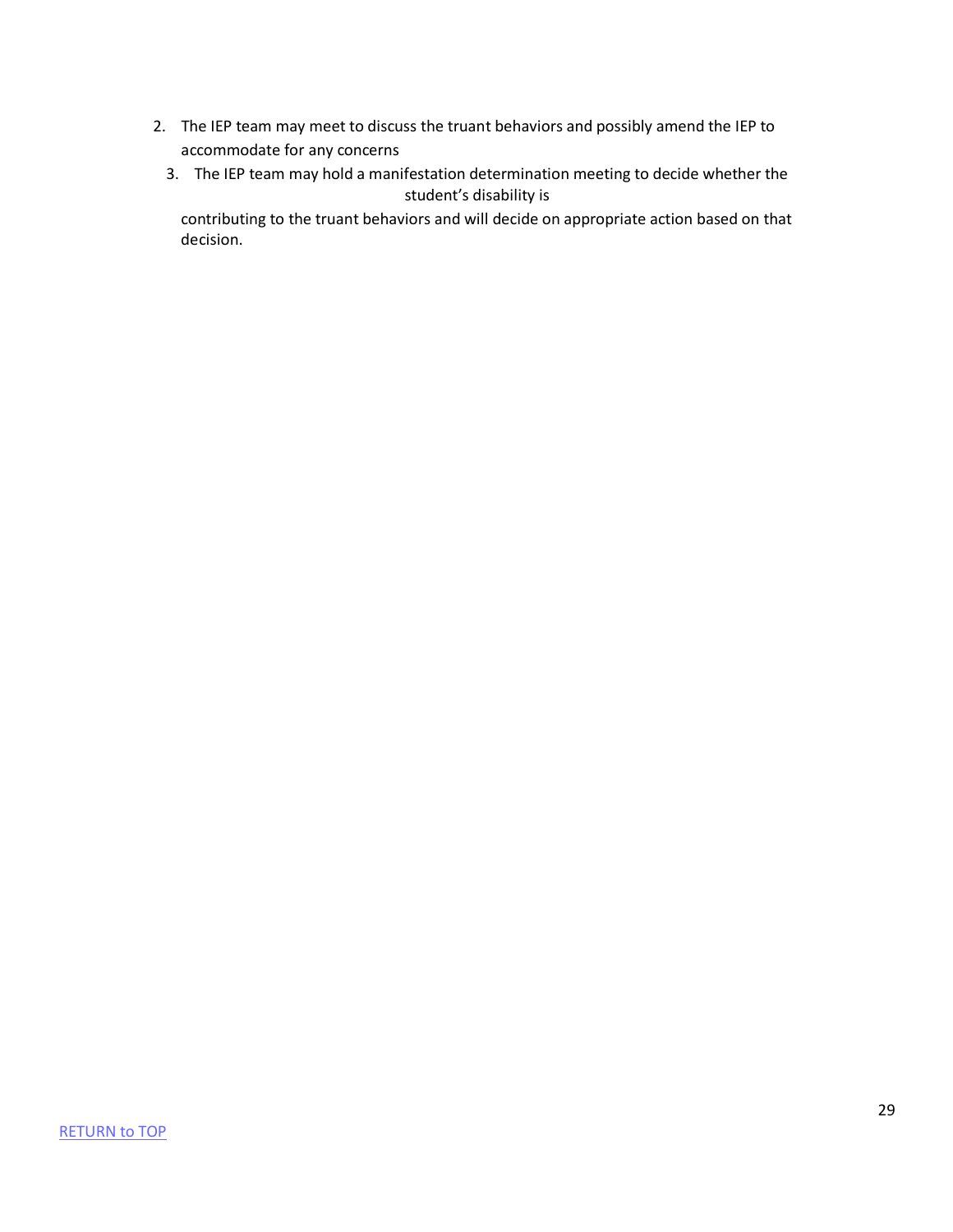2. The IEP team may meet to discuss the truant behaviors and possibly amend the IEP to accommodate for any concerns
3. The IEP team may hold a manifestation determination meeting to decide whether the student's disability is contributing to the truant behaviors and will decide on appropriate action based on that decision.

[RETURN to TOP]